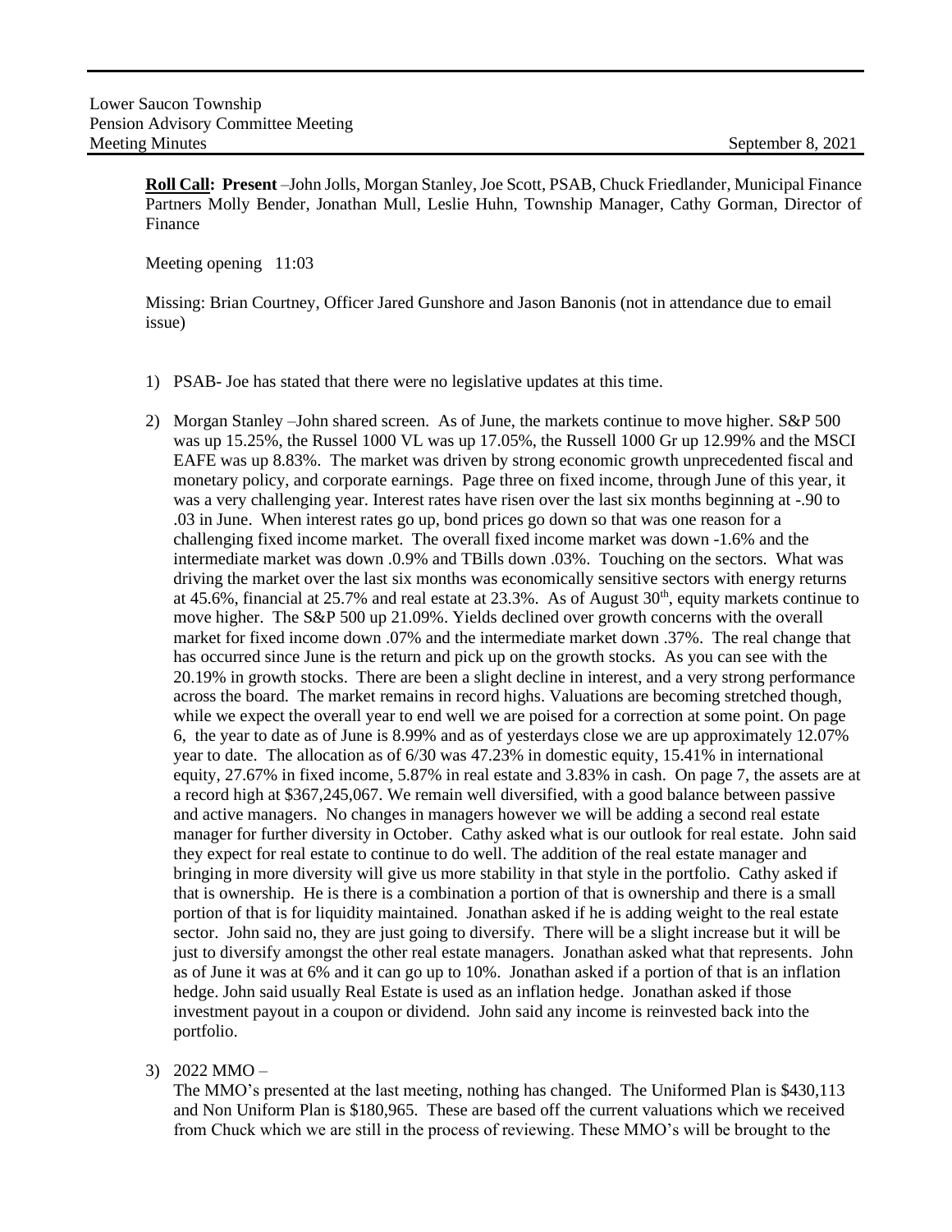Lower Saucon Township
Pension Advisory Committee Meeting
Meeting Minutes September 8, 2021

**Roll Call: Present** –John Jolls, Morgan Stanley, Joe Scott, PSAB, Chuck Friedlander, Municipal Finance Partners Molly Bender, Jonathan Mull, Leslie Huhn, Township Manager, Cathy Gorman, Director of Finance

Meeting opening 11:03

Missing: Brian Courtney, Officer Jared Gunshore and Jason Banonis (not in attendance due to email issue)

1) PSAB- Joe has stated that there were no legislative updates at this time.

2) Morgan Stanley –John shared screen. As of June, the markets continue to move higher. S&P 500 was up 15.25%, the Russel 1000 VL was up 17.05%, the Russell 1000 Gr up 12.99% and the MSCI EAFE was up 8.83%. The market was driven by strong economic growth unprecedented fiscal and monetary policy, and corporate earnings. Page three on fixed income, through June of this year, it was a very challenging year. Interest rates have risen over the last six months beginning at -.90 to .03 in June. When interest rates go up, bond prices go down so that was one reason for a challenging fixed income market. The overall fixed income market was down -1.6% and the intermediate market was down .0.9% and TBills down .03%. Touching on the sectors. What was driving the market over the last six months was economically sensitive sectors with energy returns at 45.6%, financial at 25.7% and real estate at 23.3%. As of August 30th, equity markets continue to move higher. The S&P 500 up 21.09%. Yields declined over growth concerns with the overall market for fixed income down .07% and the intermediate market down .37%. The real change that has occurred since June is the return and pick up on the growth stocks. As you can see with the 20.19% in growth stocks. There are been a slight decline in interest, and a very strong performance across the board. The market remains in record highs. Valuations are becoming stretched though, while we expect the overall year to end well we are poised for a correction at some point. On page 6, the year to date as of June is 8.99% and as of yesterdays close we are up approximately 12.07% year to date. The allocation as of 6/30 was 47.23% in domestic equity, 15.41% in international equity, 27.67% in fixed income, 5.87% in real estate and 3.83% in cash. On page 7, the assets are at a record high at $367,245,067. We remain well diversified, with a good balance between passive and active managers. No changes in managers however we will be adding a second real estate manager for further diversity in October. Cathy asked what is our outlook for real estate. John said they expect for real estate to continue to do well. The addition of the real estate manager and bringing in more diversity will give us more stability in that style in the portfolio. Cathy asked if that is ownership. He is there is a combination a portion of that is ownership and there is a small portion of that is for liquidity maintained. Jonathan asked if he is adding weight to the real estate sector. John said no, they are just going to diversify. There will be a slight increase but it will be just to diversify amongst the other real estate managers. Jonathan asked what that represents. John as of June it was at 6% and it can go up to 10%. Jonathan asked if a portion of that is an inflation hedge. John said usually Real Estate is used as an inflation hedge. Jonathan asked if those investment payout in a coupon or dividend. John said any income is reinvested back into the portfolio.

3) 2022 MMO –
The MMO's presented at the last meeting, nothing has changed. The Uniformed Plan is $430,113 and Non Uniform Plan is $180,965. These are based off the current valuations which we received from Chuck which we are still in the process of reviewing. These MMO's will be brought to the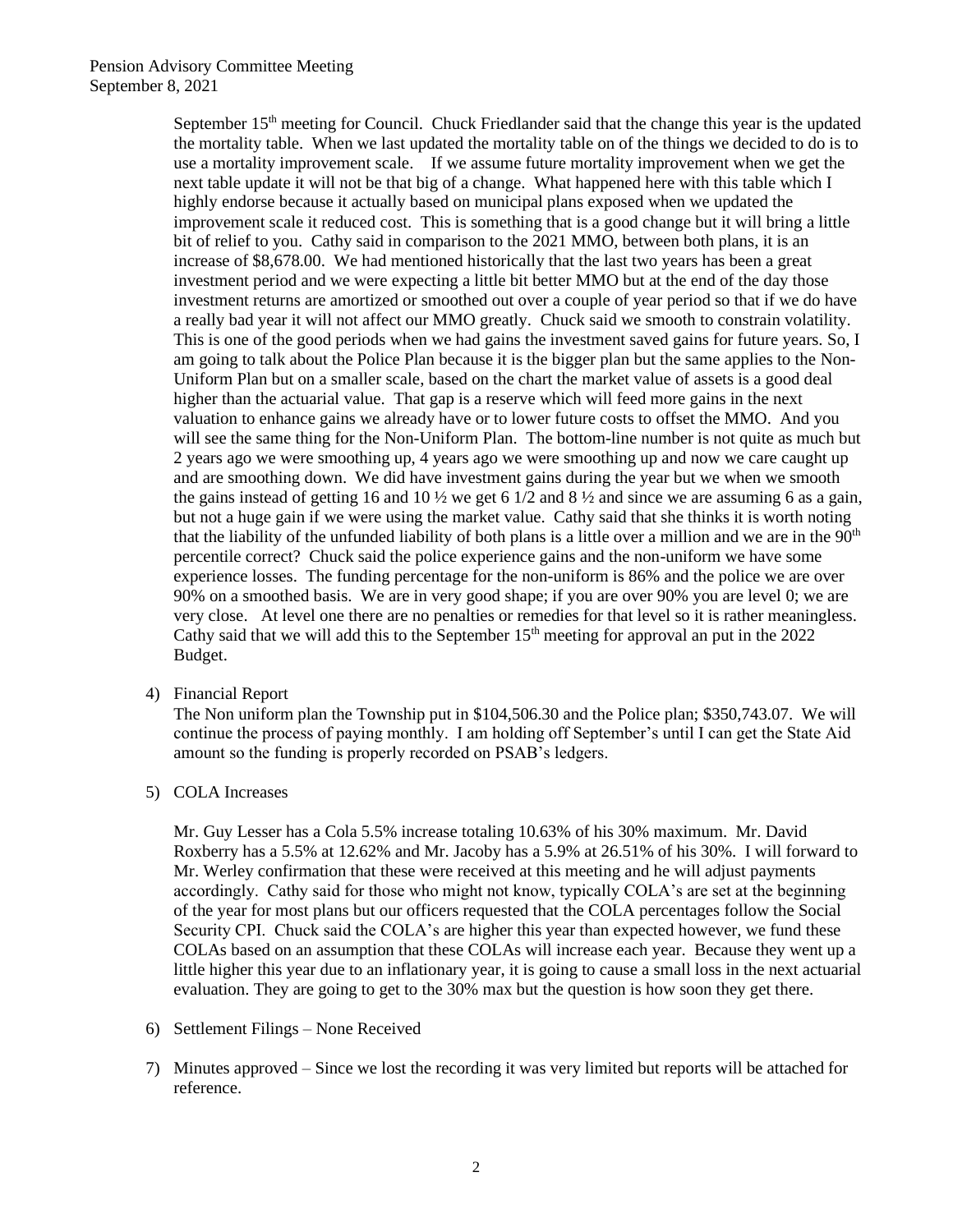September 15th meeting for Council. Chuck Friedlander said that the change this year is the updated the mortality table. When we last updated the mortality table on of the things we decided to do is to use a mortality improvement scale. If we assume future mortality improvement when we get the next table update it will not be that big of a change. What happened here with this table which I highly endorse because it actually based on municipal plans exposed when we updated the improvement scale it reduced cost. This is something that is a good change but it will bring a little bit of relief to you. Cathy said in comparison to the 2021 MMO, between both plans, it is an increase of $8,678.00. We had mentioned historically that the last two years has been a great investment period and we were expecting a little bit better MMO but at the end of the day those investment returns are amortized or smoothed out over a couple of year period so that if we do have a really bad year it will not affect our MMO greatly. Chuck said we smooth to constrain volatility. This is one of the good periods when we had gains the investment saved gains for future years. So, I am going to talk about the Police Plan because it is the bigger plan but the same applies to the Non-Uniform Plan but on a smaller scale, based on the chart the market value of assets is a good deal higher than the actuarial value. That gap is a reserve which will feed more gains in the next valuation to enhance gains we already have or to lower future costs to offset the MMO. And you will see the same thing for the Non-Uniform Plan. The bottom-line number is not quite as much but 2 years ago we were smoothing up, 4 years ago we were smoothing up and now we care caught up and are smoothing down. We did have investment gains during the year but we when we smooth the gains instead of getting 16 and 10 ½ we get 6 1/2 and 8 ½ and since we are assuming 6 as a gain, but not a huge gain if we were using the market value. Cathy said that she thinks it is worth noting that the liability of the unfunded liability of both plans is a little over a million and we are in the 90th percentile correct? Chuck said the police experience gains and the non-uniform we have some experience losses. The funding percentage for the non-uniform is 86% and the police we are over 90% on a smoothed basis. We are in very good shape; if you are over 90% you are level 0; we are very close. At level one there are no penalties or remedies for that level so it is rather meaningless. Cathy said that we will add this to the September 15th meeting for approval an put in the 2022 Budget.

4) Financial Report

The Non uniform plan the Township put in $104,506.30 and the Police plan; $350,743.07. We will continue the process of paying monthly. I am holding off September's until I can get the State Aid amount so the funding is properly recorded on PSAB's ledgers.

5) COLA Increases

Mr. Guy Lesser has a Cola 5.5% increase totaling 10.63% of his 30% maximum. Mr. David Roxberry has a 5.5% at 12.62% and Mr. Jacoby has a 5.9% at 26.51% of his 30%. I will forward to Mr. Werley confirmation that these were received at this meeting and he will adjust payments accordingly. Cathy said for those who might not know, typically COLA's are set at the beginning of the year for most plans but our officers requested that the COLA percentages follow the Social Security CPI. Chuck said the COLA's are higher this year than expected however, we fund these COLAs based on an assumption that these COLAs will increase each year. Because they went up a little higher this year due to an inflationary year, it is going to cause a small loss in the next actuarial evaluation. They are going to get to the 30% max but the question is how soon they get there.

6) Settlement Filings – None Received

7) Minutes approved – Since we lost the recording it was very limited but reports will be attached for reference.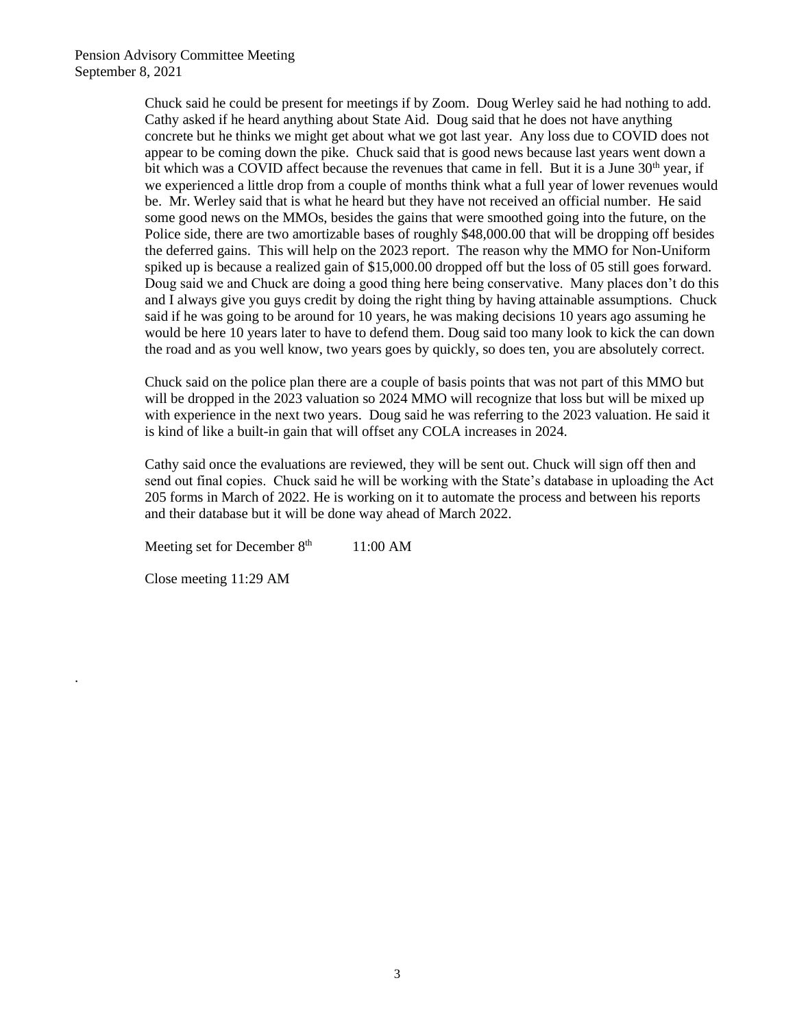Chuck said he could be present for meetings if by Zoom. Doug Werley said he had nothing to add. Cathy asked if he heard anything about State Aid. Doug said that he does not have anything concrete but he thinks we might get about what we got last year. Any loss due to COVID does not appear to be coming down the pike. Chuck said that is good news because last years went down a bit which was a COVID affect because the revenues that came in fell. But it is a June 30th year, if we experienced a little drop from a couple of months think what a full year of lower revenues would be. Mr. Werley said that is what he heard but they have not received an official number. He said some good news on the MMOs, besides the gains that were smoothed going into the future, on the Police side, there are two amortizable bases of roughly $48,000.00 that will be dropping off besides the deferred gains. This will help on the 2023 report. The reason why the MMO for Non-Uniform spiked up is because a realized gain of $15,000.00 dropped off but the loss of 05 still goes forward. Doug said we and Chuck are doing a good thing here being conservative. Many places don't do this and I always give you guys credit by doing the right thing by having attainable assumptions. Chuck said if he was going to be around for 10 years, he was making decisions 10 years ago assuming he would be here 10 years later to have to defend them. Doug said too many look to kick the can down the road and as you well know, two years goes by quickly, so does ten, you are absolutely correct.

Chuck said on the police plan there are a couple of basis points that was not part of this MMO but will be dropped in the 2023 valuation so 2024 MMO will recognize that loss but will be mixed up with experience in the next two years. Doug said he was referring to the 2023 valuation. He said it is kind of like a built-in gain that will offset any COLA increases in 2024.

Cathy said once the evaluations are reviewed, they will be sent out. Chuck will sign off then and send out final copies. Chuck said he will be working with the State's database in uploading the Act 205 forms in March of 2022. He is working on it to automate the process and between his reports and their database but it will be done way ahead of March 2022.

Meeting set for December 8th 11:00 AM

Close meeting 11:29 AM

.